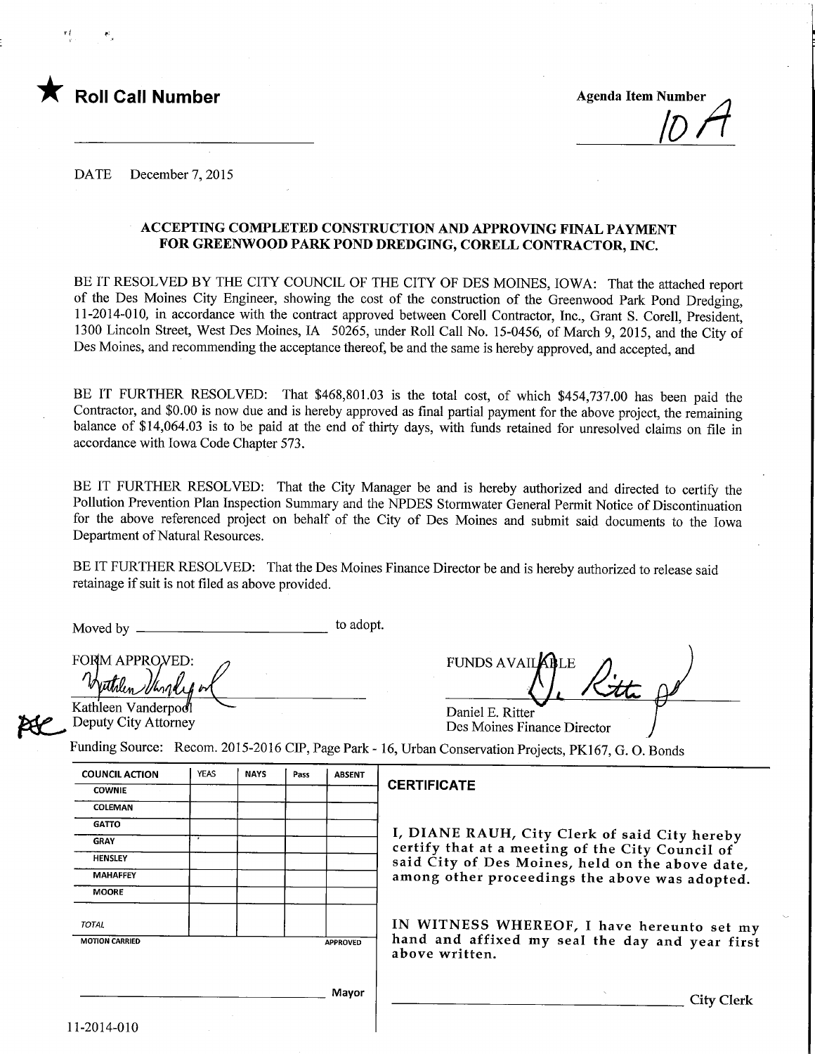★ **Roll Call Number**

**Agenda Item Number**

10A

DATE December 7, 2015

## ACCEPTING COMPLETED CONSTRUCTION AND APPROVING FINAL PAYMENT FOR GREENWOOD PARK POND DREDGING, CORELL CONTRACTOR, INC.

BE IT RESOLVED BY THE CITY COUNCIL OF THE CITY OF DES MOINES, IOWA: That the attached report of the Des Moines City Engineer, showing the cost of the construction of the Greenwood Park Pond Dredging, 11-2014-010, in accordance with the contract approved between Corell Contractor, Inc., Grant S. Corell, President, 1300 Lincoln Street, West Des Moines, IA 50265, under Roll Call No. 15-0456, of March 9, 2015, and the City of Des Moines, and recommending the acceptance thereof, be and the same is hereby approved, and accepted, and

BE IT FURTHER RESOLVED: That $468,801.03 is the total cost, of which $454,737.00 has been paid the Contractor, and $0.00 is now due and is hereby approved as final partial payment for the above project, the remaining balance of $14,064.03 is to be paid at the end of thirty days, with funds retained for unresolved claims on file in accordance with Iowa Code Chapter 573.

BE IT FURTHER RESOLVED: That the City Manager be and is hereby authorized and directed to certify the Pollution Prevention Plan Inspection Summary and the NPDES Stormwater General Permit Notice of Discontinuation for the above referenced project on behalf of the City of Des Moines and submit said documents to the Iowa Department of Natural Resources.

BE IT FURTHER RESOLVED: That the Des Moines Finance Director be and is hereby authorized to release said retainage if suit is not filed as above provided.

Moved by ______________________ to adopt.

FORM APPROVED:

Kathleen Vanderpool
Deputy City Attorney

FUNDS AVAILABLE

Daniel E. Ritter
Des Moines Finance Director

Funding Source: Recom. 2015-2016 CIP, Page Park - 16, Urban Conservation Projects, PK167, G. O. Bonds

| COUNCIL ACTION | YEAS | NAYS | Pass | ABSENT |
|---|---|---|---|---|
| COWNIE | | | | |
| COLEMAN | | | | |
| GATTO | | | | |
| GRAY | | | | |
| HENSLEY | | | | |
| MAHAFFEY | | | | |
| MOORE | | | | |
| TOTAL | | | | |
| MOTION CARRIED | | | | APPROVED |

______________________ Mayor

**CERTIFICATE**

I, DIANE RAUH, City Clerk of said City hereby certify that at a meeting of the City Council of said City of Des Moines, held on the above date, among other proceedings the above was adopted.

IN WITNESS WHEREOF, I have hereunto set my hand and affixed my seal the day and year first above written.

______________________ City Clerk

11-2014-010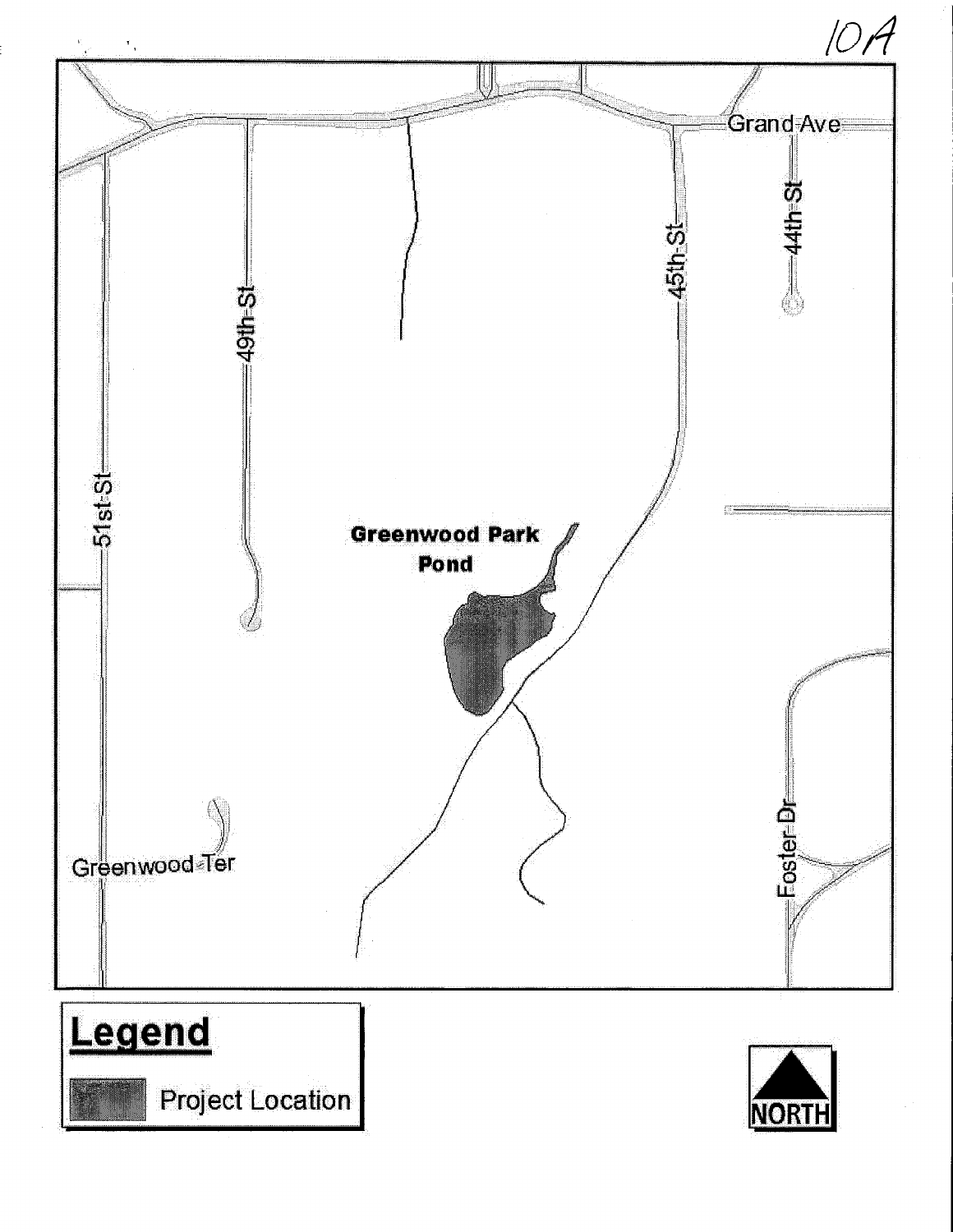10A

Grand Ave

44th St

45th St

49th St

51st St

**Greenwood Park Pond**

Greenwood Ter

Foster Dr

## Legend

Project Location

NORTH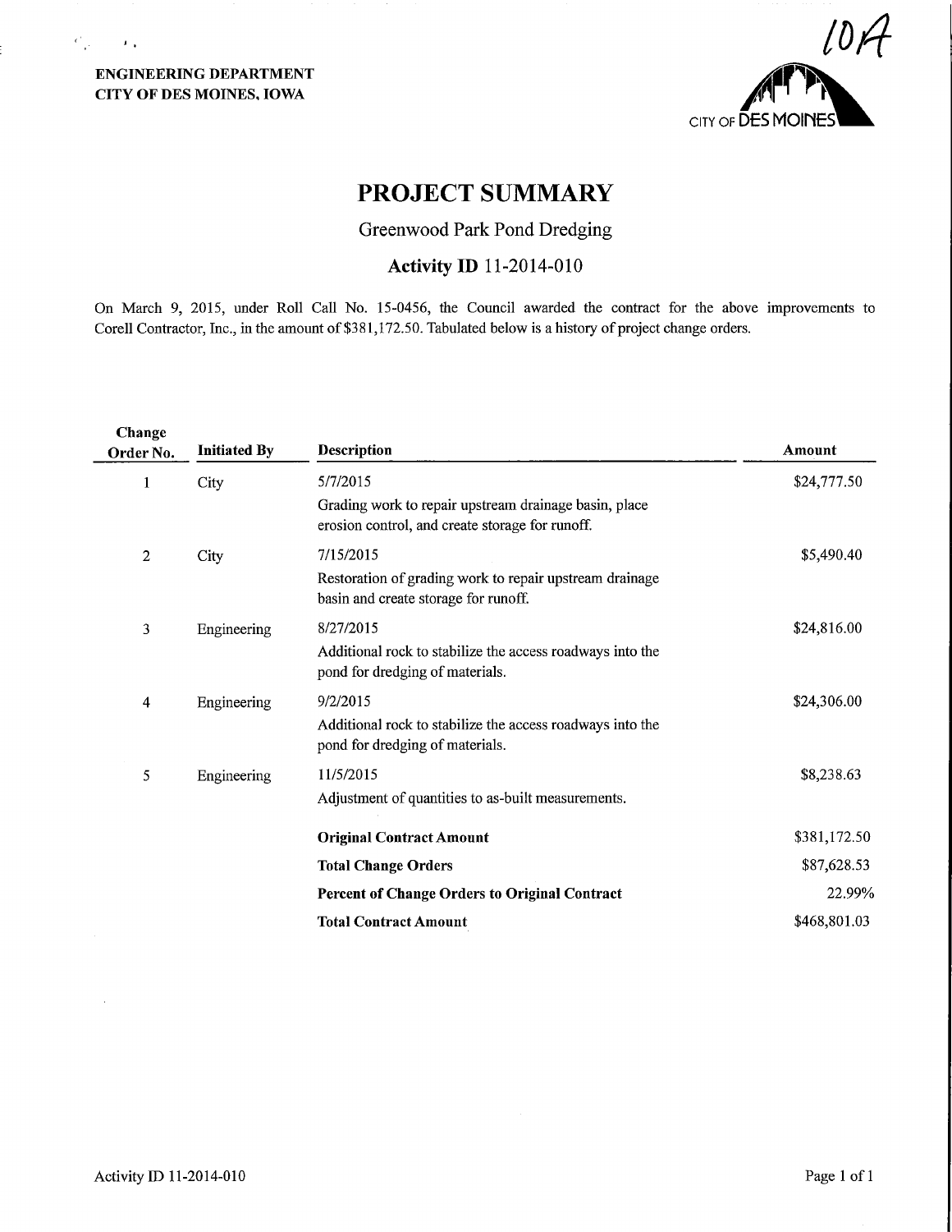ENGINEERING DEPARTMENT
CITY OF DES MOINES, IOWA

10A

CITY OF DES MOINES

# PROJECT SUMMARY

## Greenwood Park Pond Dredging

### Activity ID 11-2014-010

On March 9, 2015, under Roll Call No. 15-0456, the Council awarded the contract for the above improvements to Corell Contractor, Inc., in the amount of $381,172.50. Tabulated below is a history of project change orders.

| Change Order No. | Initiated By | Description | Amount |
|---|---|---|---|
| 1 | City | 5/7/2015<br>Grading work to repair upstream drainage basin, place erosion control, and create storage for runoff. | $24,777.50 |
| 2 | City | 7/15/2015<br>Restoration of grading work to repair upstream drainage basin and create storage for runoff. | $5,490.40 |
| 3 | Engineering | 8/27/2015<br>Additional rock to stabilize the access roadways into the pond for dredging of materials. | $24,816.00 |
| 4 | Engineering | 9/2/2015<br>Additional rock to stabilize the access roadways into the pond for dredging of materials. | $24,306.00 |
| 5 | Engineering | 11/5/2015<br>Adjustment of quantities to as-built measurements. | $8,238.63 |
| | | **Original Contract Amount** | $381,172.50 |
| | | **Total Change Orders** | $87,628.53 |
| | | **Percent of Change Orders to Original Contract** | 22.99% |
| | | **Total Contract Amount** | $468,801.03 |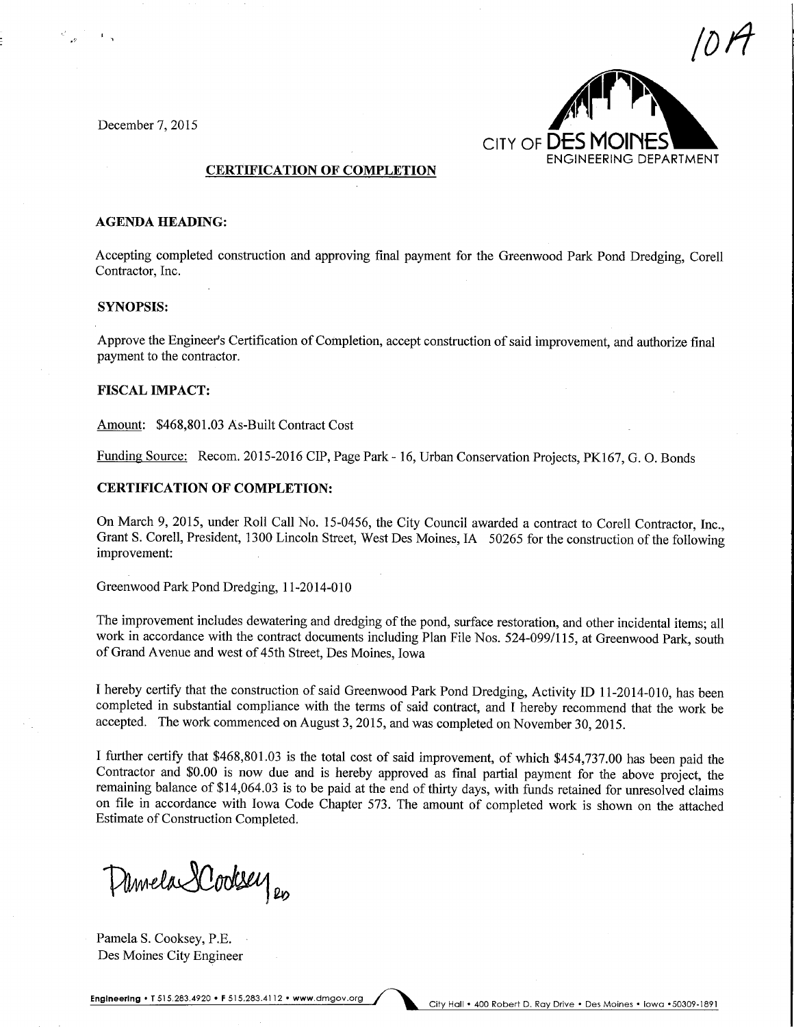10A

December 7, 2015

CITY OF DES MOINES
ENGINEERING DEPARTMENT

## CERTIFICATION OF COMPLETION

### AGENDA HEADING:

Accepting completed construction and approving final payment for the Greenwood Park Pond Dredging, Corell Contractor, Inc.

### SYNOPSIS:

Approve the Engineer's Certification of Completion, accept construction of said improvement, and authorize final payment to the contractor.

### FISCAL IMPACT:

Amount: $468,801.03 As-Built Contract Cost

Funding Source: Recom. 2015-2016 CIP, Page Park - 16, Urban Conservation Projects, PK167, G. O. Bonds

### CERTIFICATION OF COMPLETION:

On March 9, 2015, under Roll Call No. 15-0456, the City Council awarded a contract to Corell Contractor, Inc., Grant S. Corell, President, 1300 Lincoln Street, West Des Moines, IA 50265 for the construction of the following improvement:

Greenwood Park Pond Dredging, 11-2014-010

The improvement includes dewatering and dredging of the pond, surface restoration, and other incidental items; all work in accordance with the contract documents including Plan File Nos. 524-099/115, at Greenwood Park, south of Grand Avenue and west of 45th Street, Des Moines, Iowa

I hereby certify that the construction of said Greenwood Park Pond Dredging, Activity ID 11-2014-010, has been completed in substantial compliance with the terms of said contract, and I hereby recommend that the work be accepted. The work commenced on August 3, 2015, and was completed on November 30, 2015.

I further certify that $468,801.03 is the total cost of said improvement, of which $454,737.00 has been paid the Contractor and $0.00 is now due and is hereby approved as final partial payment for the above project, the remaining balance of $14,064.03 is to be paid at the end of thirty days, with funds retained for unresolved claims on file in accordance with Iowa Code Chapter 573. The amount of completed work is shown on the attached Estimate of Construction Completed.

Pamela S. Cooksey

Pamela S. Cooksey, P.E.
Des Moines City Engineer

Engineering • T 515.283.4920 • F 515.283.4112 • www.dmgov.org
City Hall • 400 Robert D. Ray Drive • Des Moines • Iowa • 50309-1891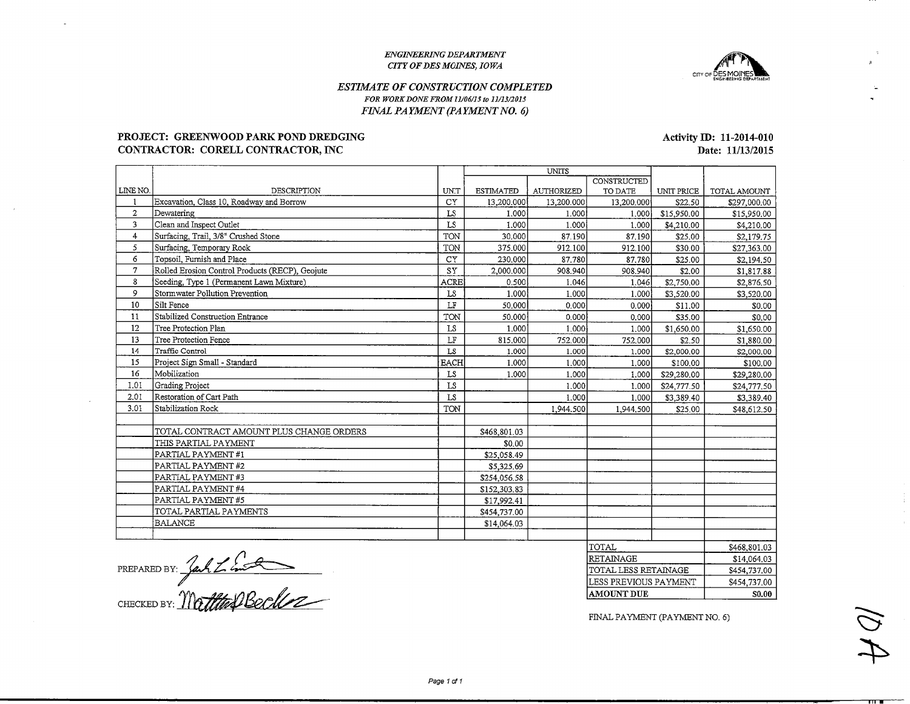*ENGINEERING DEPARTMENT*
*CITY OF DES MOINES, IOWA*

*ESTIMATE OF CONSTRUCTION COMPLETED*
*FOR WORK DONE FROM 11/06/15 to 11/13/2015*
*FINAL PAYMENT (PAYMENT NO. 6)*

**PROJECT: GREENWOOD PARK POND DREDGING**
**CONTRACTOR: CORELL CONTRACTOR, INC**

**Activity ID: 11-2014-010**
**Date: 11/13/2015**

| LINE NO. | DESCRIPTION | UNIT | UNITS ESTIMATED | UNITS AUTHORIZED | UNITS CONSTRUCTED TO DATE | UNIT PRICE | TOTAL AMOUNT |
|---|---|---|---|---|---|---|---|
| 1 | Excavation, Class 10, Roadway and Borrow | CY | 13,200.000 | 13,200.000 | 13,200.000 | $22.50 | $297,000.00 |
| 2 | Dewatering | LS | 1.000 | 1.000 | 1.000 | $15,950.00 | $15,950.00 |
| 3 | Clean and Inspect Outlet | LS | 1.000 | 1.000 | 1.000 | $4,210.00 | $4,210.00 |
| 4 | Surfacing, Trail, 3/8" Crushed Stone | TON | 30.000 | 87.190 | 87.190 | $25.00 | $2,179.75 |
| 5 | Surfacing, Temporary Rock | TON | 375.000 | 912.100 | 912.100 | $30.00 | $27,363.00 |
| 6 | Topsoil, Furnish and Place | CY | 230.000 | 87.780 | 87.780 | $25.00 | $2,194.50 |
| 7 | Rolled Erosion Control Products (RECP), Geojute | SY | 2,000.000 | 908.940 | 908.940 | $2.00 | $1,817.88 |
| 8 | Seeding, Type 1 (Permanent Lawn Mixture) | ACRE | 0.500 | 1.046 | 1.046 | $2,750.00 | $2,876.50 |
| 9 | Stormwater Pollution Prevention | LS | 1.000 | 1.000 | 1.000 | $3,520.00 | $3,520.00 |
| 10 | Silt Fence | LF | 50.000 | 0.000 | 0.000 | $11.00 | $0.00 |
| 11 | Stabilized Construction Entrance | TON | 50.000 | 0.000 | 0.000 | $35.00 | $0.00 |
| 12 | Tree Protection Plan | LS | 1.000 | 1.000 | 1.000 | $1,650.00 | $1,650.00 |
| 13 | Tree Protection Fence | LF | 815.000 | 752.000 | 752.000 | $2.50 | $1,880.00 |
| 14 | Traffic Control | LS | 1.000 | 1.000 | 1.000 | $2,000.00 | $2,000.00 |
| 15 | Project Sign Small - Standard | EACH | 1.000 | 1.000 | 1.000 | $100.00 | $100.00 |
| 16 | Mobilization | LS | 1.000 | 1.000 | 1.000 | $29,280.00 | $29,280.00 |
| 1.01 | Grading Project | LS | | 1.000 | 1.000 | $24,777.50 | $24,777.50 |
| 2.01 | Restoration of Cart Path | LS | | 1.000 | 1.000 | $3,389.40 | $3,389.40 |
| 3.01 | Stabilization Rock | TON | | 1,944.500 | 1,944.500 | $25.00 | $48,612.50 |
| | | | | | | | |
| | TOTAL CONTRACT AMOUNT PLUS CHANGE ORDERS | | $468,801.03 | | | | |
| | THIS PARTIAL PAYMENT | | $0.00 | | | | |
| | PARTIAL PAYMENT #1 | | $25,058.49 | | | | |
| | PARTIAL PAYMENT #2 | | $5,325.69 | | | | |
| | PARTIAL PAYMENT #3 | | $254,056.58 | | | | |
| | PARTIAL PAYMENT #4 | | $152,303.83 | | | | |
| | PARTIAL PAYMENT #5 | | $17,992.41 | | | | |
| | TOTAL PARTIAL PAYMENTS | | $454,737.00 | | | | |
| | BALANCE | | $14,064.03 | | | | |

| | |
|---|---|
| TOTAL | $468,801.03 |
| RETAINAGE | $14,064.03 |
| TOTAL LESS RETAINAGE | $454,737.00 |
| LESS PREVIOUS PAYMENT | $454,737.00 |
| **AMOUNT DUE** | **$0.00** |

PREPARED BY: *[signature]*

CHECKED BY: *Matthew Becker*

FINAL PAYMENT (PAYMENT NO. 6)

104